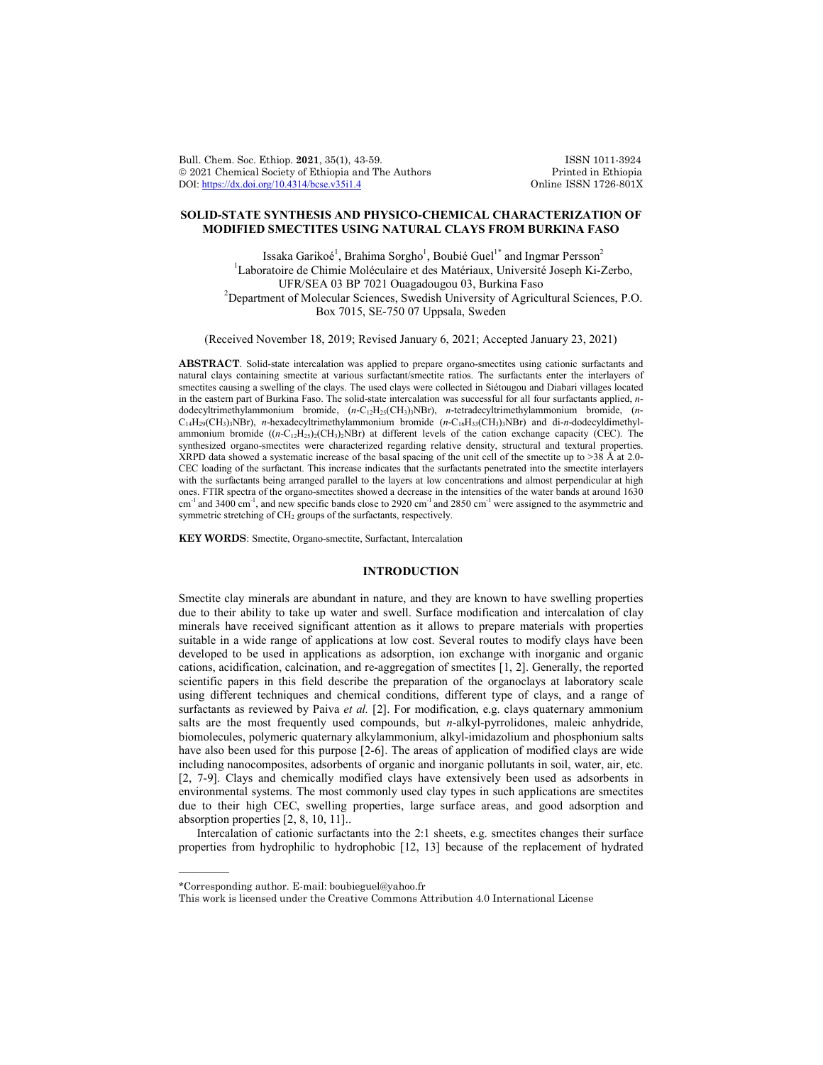# SOLID-STATE SYNTHESIS AND PHYSICO-CHEMICAL CHARACTERIZATION OF MODIFIED SMECTITES USING NATURAL CLAYS FROM BURKINA FASO

Issaka Garikoé[1], Brahima Sorgho[1], Boubié Guel[1*] and Ingmar Persson[2]

[1]Laboratoire de Chimie Moléculaire et des Matériaux, Université Joseph Ki-Zerbo, UFR/SEA 03 BP 7021 Ouagadougou 03, Burkina Faso

[2]Department of Molecular Sciences, Swedish University of Agricultural Sciences, P.O. Box 7015, SE-750 07 Uppsala, Sweden

(Received November 18, 2019; Revised January 6, 2021; Accepted January 23, 2021)

**ABSTRACT**. Solid-state intercalation was applied to prepare organo-smectites using cationic surfactants and natural clays containing smectite at various surfactant/smectite ratios. The surfactants enter the interlayers of smectites causing a swelling of the clays. The used clays were collected in Siétougou and Diabari villages located in the eastern part of Burkina Faso. The solid-state intercalation was successful for all four surfactants applied, *n*-dodecyltrimethylammonium bromide, ($n$-$C_{12}H_{25}(CH_3)_3NBr$), *n*-tetradecyltrimethylammonium bromide, ($n$-$C_{14}H_{29}(CH_3)_3NBr$), *n*-hexadecyltrimethylammonium bromide ($n$-$C_{16}H_{33}(CH_3)_3NBr$) and di-*n*-dodecyldimethyl-ammonium bromide (($n$-$C_{12}H_{25})_2(CH_3)_2NBr$) at different levels of the cation exchange capacity (CEC). The synthesized organo-smectites were characterized regarding relative density, structural and textural properties. XRPD data showed a systematic increase of the basal spacing of the unit cell of the smectite up to >38 Å at 2.0-CEC loading of the surfactant. This increase indicates that the surfactants penetrated into the smectite interlayers with the surfactants being arranged parallel to the layers at low concentrations and almost perpendicular at high ones. FTIR spectra of the organo-smectites showed a decrease in the intensities of the water bands at around 1630 $cm^{-1}$ and 3400 $cm^{-1}$, and new specific bands close to 2920 $cm^{-1}$ and 2850 $cm^{-1}$ were assigned to the asymmetric and symmetric stretching of $CH_2$ groups of the surfactants, respectively.

**KEY WORDS**: Smectite, Organo-smectite, Surfactant, Intercalation

## INTRODUCTION

Smectite clay minerals are abundant in nature, and they are known to have swelling properties due to their ability to take up water and swell. Surface modification and intercalation of clay minerals have received significant attention as it allows to prepare materials with properties suitable in a wide range of applications at low cost. Several routes to modify clays have been developed to be used in applications as adsorption, ion exchange with inorganic and organic cations, acidification, calcination, and re-aggregation of smectites [1, 2]. Generally, the reported scientific papers in this field describe the preparation of the organoclays at laboratory scale using different techniques and chemical conditions, different type of clays, and a range of surfactants as reviewed by Paiva *et al.* [2]. For modification, e.g. clays quaternary ammonium salts are the most frequently used compounds, but *n*-alkyl-pyrrolidones, maleic anhydride, biomolecules, polymeric quaternary alkylammonium, alkyl-imidazolium and phosphonium salts have also been used for this purpose [2-6]. The areas of application of modified clays are wide including nanocomposites, adsorbents of organic and inorganic pollutants in soil, water, air, etc. [2, 7-9]. Clays and chemically modified clays have extensively been used as adsorbents in environmental systems. The most commonly used clay types in such applications are smectites due to their high CEC, swelling properties, large surface areas, and good adsorption and absorption properties [2, 8, 10, 11]..

Intercalation of cationic surfactants into the 2:1 sheets, e.g. smectites changes their surface properties from hydrophilic to hydrophobic [12, 13] because of the replacement of hydrated

\*Corresponding author. E-mail: boubieguel@yahoo.fr

This work is licensed under the Creative Commons Attribution 4.0 International License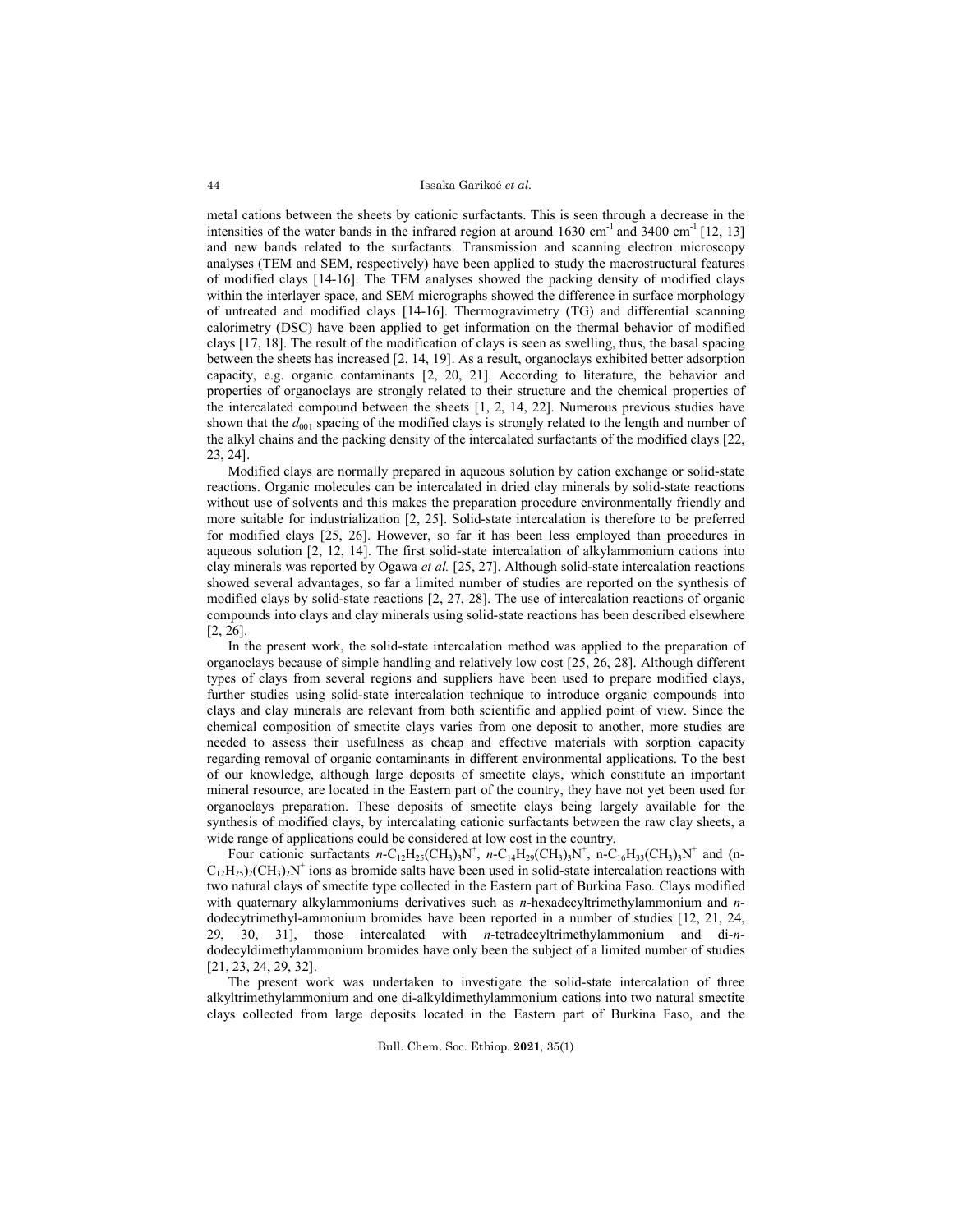metal cations between the sheets by cationic surfactants. This is seen through a decrease in the intensities of the water bands in the infrared region at around 1630 $cm^{-1}$ and 3400 $cm^{-1}$ [12, 13] and new bands related to the surfactants. Transmission and scanning electron microscopy analyses (TEM and SEM, respectively) have been applied to study the macrostructural features of modified clays [14-16]. The TEM analyses showed the packing density of modified clays within the interlayer space, and SEM micrographs showed the difference in surface morphology of untreated and modified clays [14-16]. Thermogravimetry (TG) and differential scanning calorimetry (DSC) have been applied to get information on the thermal behavior of modified clays [17, 18]. The result of the modification of clays is seen as swelling, thus, the basal spacing between the sheets has increased [2, 14, 19]. As a result, organoclays exhibited better adsorption capacity, e.g. organic contaminants [2, 20, 21]. According to literature, the behavior and properties of organoclays are strongly related to their structure and the chemical properties of the intercalated compound between the sheets [1, 2, 14, 22]. Numerous previous studies have shown that the $d_{001}$ spacing of the modified clays is strongly related to the length and number of the alkyl chains and the packing density of the intercalated surfactants of the modified clays [22, 23, 24].

Modified clays are normally prepared in aqueous solution by cation exchange or solid-state reactions. Organic molecules can be intercalated in dried clay minerals by solid-state reactions without use of solvents and this makes the preparation procedure environmentally friendly and more suitable for industrialization [2, 25]. Solid-state intercalation is therefore to be preferred for modified clays [25, 26]. However, so far it has been less employed than procedures in aqueous solution [2, 12, 14]. The first solid-state intercalation of alkylammonium cations into clay minerals was reported by Ogawa *et al.* [25, 27]. Although solid-state intercalation reactions showed several advantages, so far a limited number of studies are reported on the synthesis of modified clays by solid-state reactions [2, 27, 28]. The use of intercalation reactions of organic compounds into clays and clay minerals using solid-state reactions has been described elsewhere [2, 26].

In the present work, the solid-state intercalation method was applied to the preparation of organoclays because of simple handling and relatively low cost [25, 26, 28]. Although different types of clays from several regions and suppliers have been used to prepare modified clays, further studies using solid-state intercalation technique to introduce organic compounds into clays and clay minerals are relevant from both scientific and applied point of view. Since the chemical composition of smectite clays varies from one deposit to another, more studies are needed to assess their usefulness as cheap and effective materials with sorption capacity regarding removal of organic contaminants in different environmental applications. To the best of our knowledge, although large deposits of smectite clays, which constitute an important mineral resource, are located in the Eastern part of the country, they have not yet been used for organoclays preparation. These deposits of smectite clays being largely available for the synthesis of modified clays, by intercalating cationic surfactants between the raw clay sheets, a wide range of applications could be considered at low cost in the country.

Four cationic surfactants *n*-$C_{12}H_{25}(CH_3)_3N^+$, *n*-$C_{14}H_{29}(CH_3)_3N^+$, n-$C_{16}H_{33}(CH_3)_3N^+$ and (n-$C_{12}H_{25})_2(CH_3)_2N^+$ ions as bromide salts have been used in solid-state intercalation reactions with two natural clays of smectite type collected in the Eastern part of Burkina Faso. Clays modified with quaternary alkylammoniums derivatives such as *n*-hexadecyltrimethylammonium and *n*-dodecytrimethyl-ammonium bromides have been reported in a number of studies [12, 21, 24, 29, 30, 31], those intercalated with *n*-tetradecyltrimethylammonium and di-*n*-dodecyldimethylammonium bromides have only been the subject of a limited number of studies [21, 23, 24, 29, 32].

The present work was undertaken to investigate the solid-state intercalation of three alkyltrimethylammonium and one di-alkyldimethylammonium cations into two natural smectite clays collected from large deposits located in the Eastern part of Burkina Faso, and the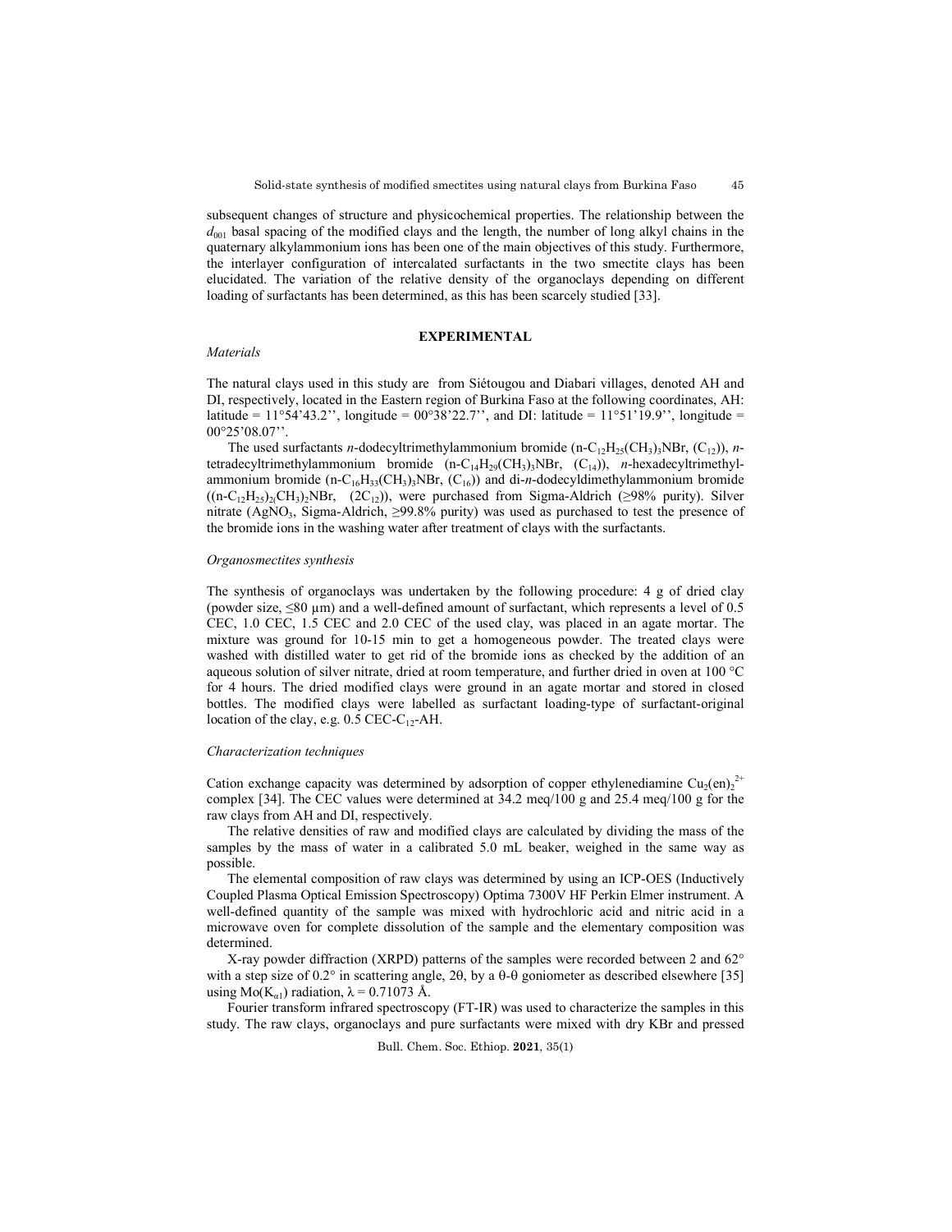subsequent changes of structure and physicochemical properties. The relationship between the $d_{001}$ basal spacing of the modified clays and the length, the number of long alkyl chains in the quaternary alkylammonium ions has been one of the main objectives of this study. Furthermore, the interlayer configuration of intercalated surfactants in the two smectite clays has been elucidated. The variation of the relative density of the organoclays depending on different loading of surfactants has been determined, as this has been scarcely studied [33].

## EXPERIMENTAL

### *Materials*

The natural clays used in this study are from Siétougou and Diabari villages, denoted AH and DI, respectively, located in the Eastern region of Burkina Faso at the following coordinates, AH: latitude = 11°54'43.2'', longitude = 00°38'22.7'', and DI: latitude = 11°51'19.9'', longitude = 00°25'08.07''.

The used surfactants *n*-dodecyltrimethylammonium bromide (n-$C_{12}H_{25}(CH_3)_3NBr$, ($C_{12}$)), *n*-tetradecyltrimethylammonium bromide (n-$C_{14}H_{29}(CH_3)_3NBr$, ($C_{14}$)), *n*-hexadecyltrimethyl-ammonium bromide (n-$C_{16}H_{33}(CH_3)_3NBr$, ($C_{16}$)) and di-*n*-dodecyldimethylammonium bromide ((n-$C_{12}H_{25})_2(CH_3)_2NBr$, ($2C_{12}$)), were purchased from Sigma-Aldrich (≥98% purity). Silver nitrate ($AgNO_3$, Sigma-Aldrich, ≥99.8% purity) was used as purchased to test the presence of the bromide ions in the washing water after treatment of clays with the surfactants.

### *Organosmectites synthesis*

The synthesis of organoclays was undertaken by the following procedure: 4 g of dried clay (powder size, ≤80 µm) and a well-defined amount of surfactant, which represents a level of 0.5 CEC, 1.0 CEC, 1.5 CEC and 2.0 CEC of the used clay, was placed in an agate mortar. The mixture was ground for 10-15 min to get a homogeneous powder. The treated clays were washed with distilled water to get rid of the bromide ions as checked by the addition of an aqueous solution of silver nitrate, dried at room temperature, and further dried in oven at 100 °C for 4 hours. The dried modified clays were ground in an agate mortar and stored in closed bottles. The modified clays were labelled as surfactant loading-type of surfactant-original location of the clay, e.g. 0.5 CEC-$C_{12}$-AH.

### *Characterization techniques*

Cation exchange capacity was determined by adsorption of copper ethylenediamine $Cu_2(en)_2^{2+}$ complex [34]. The CEC values were determined at 34.2 meq/100 g and 25.4 meq/100 g for the raw clays from AH and DI, respectively.

The relative densities of raw and modified clays are calculated by dividing the mass of the samples by the mass of water in a calibrated 5.0 mL beaker, weighed in the same way as possible.

The elemental composition of raw clays was determined by using an ICP-OES (Inductively Coupled Plasma Optical Emission Spectroscopy) Optima 7300V HF Perkin Elmer instrument. A well-defined quantity of the sample was mixed with hydrochloric acid and nitric acid in a microwave oven for complete dissolution of the sample and the elementary composition was determined.

X-ray powder diffraction (XRPD) patterns of the samples were recorded between 2 and 62° with a step size of 0.2° in scattering angle, 2θ, by a θ-θ goniometer as described elsewhere [35] using Mo($K_{\alpha1}$) radiation, $\lambda$ = 0.71073 Å.

Fourier transform infrared spectroscopy (FT-IR) was used to characterize the samples in this study. The raw clays, organoclays and pure surfactants were mixed with dry KBr and pressed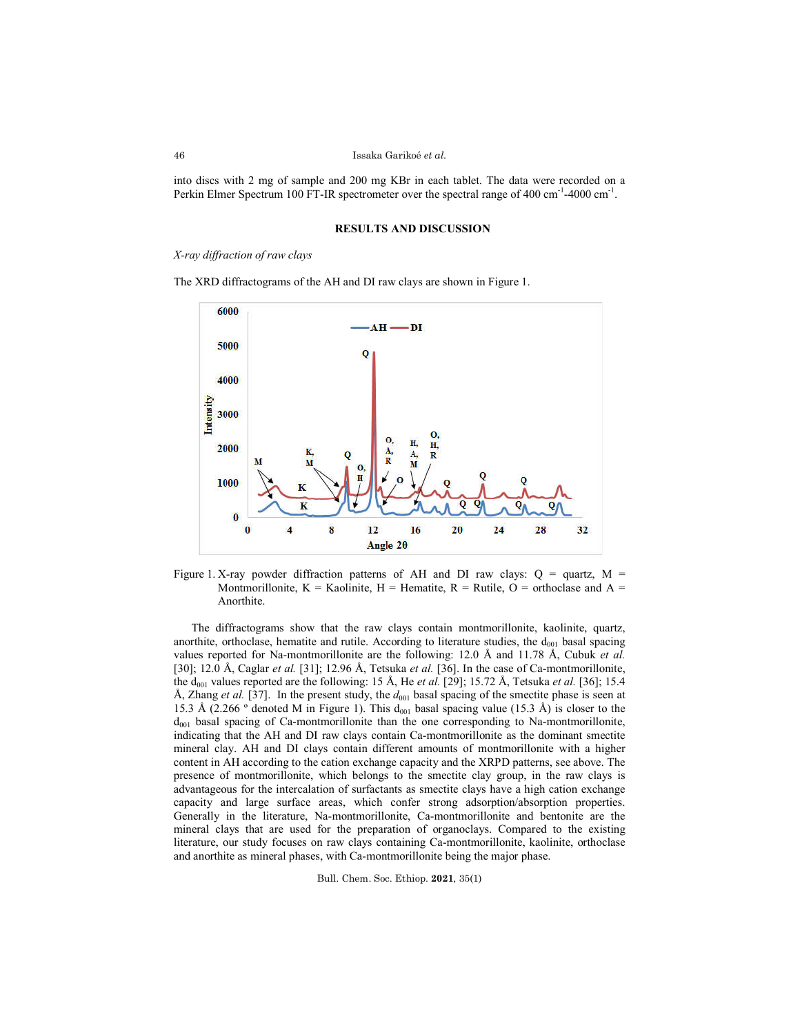into discs with 2 mg of sample and 200 mg KBr in each tablet. The data were recorded on a Perkin Elmer Spectrum 100 FT-IR spectrometer over the spectral range of 400 cm$^{-1}$-4000 cm$^{-1}$.

## RESULTS AND DISCUSSION

*X-ray diffraction of raw clays*

The XRD diffractograms of the AH and DI raw clays are shown in Figure 1.

Figure 1. X-ray powder diffraction patterns of AH and DI raw clays: Q = quartz, M = Montmorillonite, K = Kaolinite, H = Hematite, R = Rutile, O = orthoclase and A = Anorthite.

The diffractograms show that the raw clays contain montmorillonite, kaolinite, quartz, anorthite, orthoclase, hematite and rutile. According to literature studies, the $d_{001}$ basal spacing values reported for Na-montmorillonite are the following: 12.0 Å and 11.78 Å, Cubuk *et al.* [30]; 12.0 Å, Caglar *et al.* [31]; 12.96 Å, Tetsuka *et al.* [36]. In the case of Ca-montmorillonite, the $d_{001}$ values reported are the following: 15 Å, He *et al.* [29]; 15.72 Å, Tetsuka *et al.* [36]; 15.4 Å, Zhang *et al.* [37]. In the present study, the $d_{001}$ basal spacing of the smectite phase is seen at 15.3 Å (2.266 º denoted M in Figure 1). This $d_{001}$ basal spacing value (15.3 Å) is closer to the $d_{001}$ basal spacing of Ca-montmorillonite than the one corresponding to Na-montmorillonite, indicating that the AH and DI raw clays contain Ca-montmorillonite as the dominant smectite mineral clay. AH and DI clays contain different amounts of montmorillonite with a higher content in AH according to the cation exchange capacity and the XRPD patterns, see above. The presence of montmorillonite, which belongs to the smectite clay group, in the raw clays is advantageous for the intercalation of surfactants as smectite clays have a high cation exchange capacity and large surface areas, which confer strong adsorption/absorption properties. Generally in the literature, Na-montmorillonite, Ca-montmorillonite and bentonite are the mineral clays that are used for the preparation of organoclays. Compared to the existing literature, our study focuses on raw clays containing Ca-montmorillonite, kaolinite, orthoclase and anorthite as mineral phases, with Ca-montmorillonite being the major phase.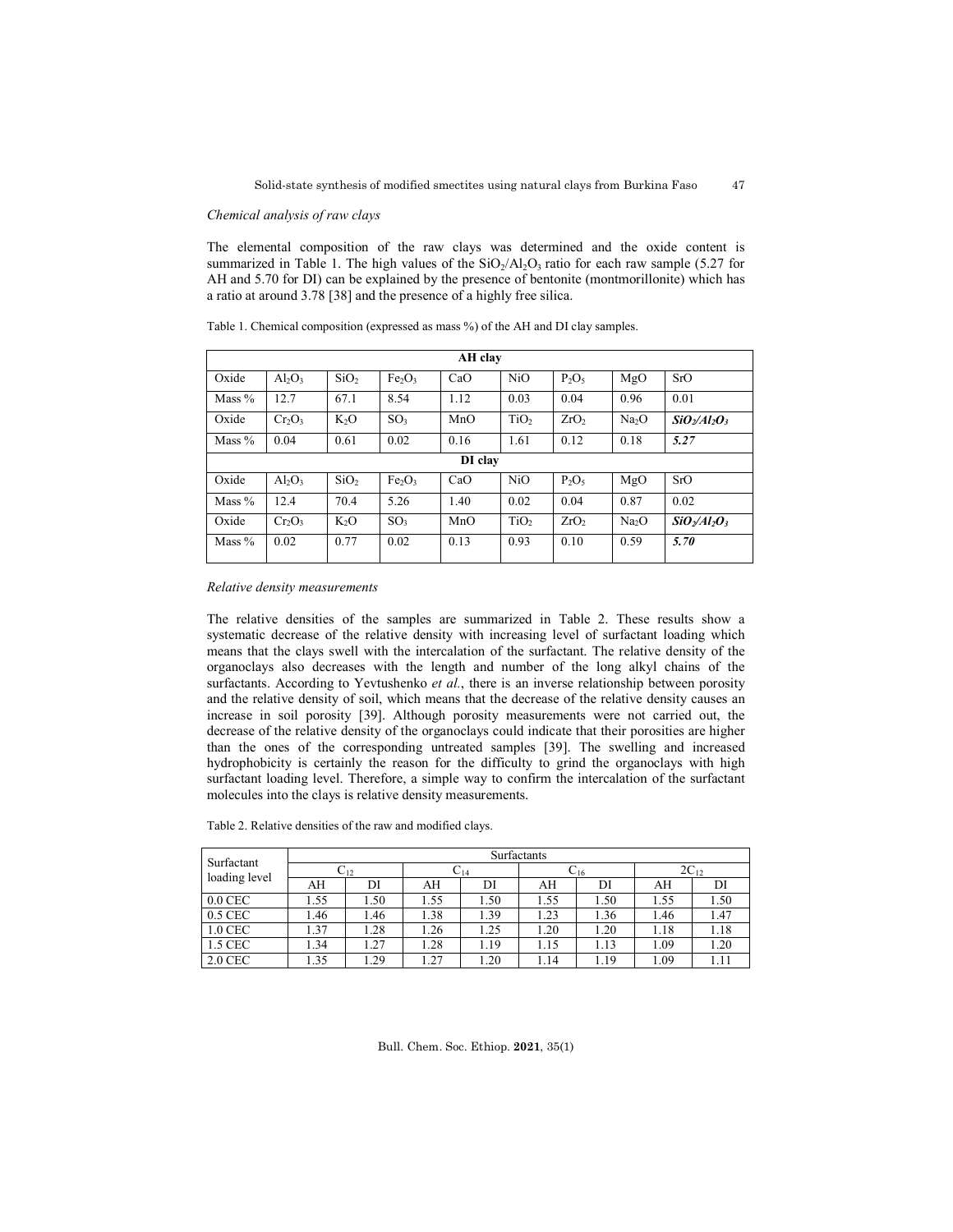*Chemical analysis of raw clays*

The elemental composition of the raw clays was determined and the oxide content is summarized in Table 1. The high values of the $SiO_2/Al_2O_3$ ratio for each raw sample (5.27 for AH and 5.70 for DI) can be explained by the presence of bentonite (montmorillonite) which has a ratio at around 3.78 [38] and the presence of a highly free silica.

Table 1. Chemical composition (expressed as mass %) of the AH and DI clay samples.

| AH clay | | | | | | | | |
|---|---|---|---|---|---|---|---|---|
| Oxide | $Al_2O_3$ | $SiO_2$ | $Fe_2O_3$ | CaO | NiO | $P_2O_5$ | MgO | SrO |
| Mass % | 12.7 | 67.1 | 8.54 | 1.12 | 0.03 | 0.04 | 0.96 | 0.01 |
| Oxide | $Cr_2O_3$ | $K_2O$ | $SO_3$ | MnO | $TiO_2$ | $ZrO_2$ | $Na_2O$ | ***$SiO_2/Al_2O_3$*** |
| Mass % | 0.04 | 0.61 | 0.02 | 0.16 | 1.61 | 0.12 | 0.18 | ***5.27*** |
| **DI clay** | | | | | | | | |
| Oxide | $Al_2O_3$ | $SiO_2$ | $Fe_2O_3$ | CaO | NiO | $P_2O_5$ | MgO | SrO |
| Mass % | 12.4 | 70.4 | 5.26 | 1.40 | 0.02 | 0.04 | 0.87 | 0.02 |
| Oxide | $Cr_2O_3$ | $K_2O$ | $SO_3$ | MnO | $TiO_2$ | $ZrO_2$ | $Na_2O$ | ***$SiO_2/Al_2O_3$*** |
| Mass % | 0.02 | 0.77 | 0.02 | 0.13 | 0.93 | 0.10 | 0.59 | ***5.70*** |

*Relative density measurements*

The relative densities of the samples are summarized in Table 2. These results show a systematic decrease of the relative density with increasing level of surfactant loading which means that the clays swell with the intercalation of the surfactant. The relative density of the organoclays also decreases with the length and number of the long alkyl chains of the surfactants. According to Yevtushenko *et al.*, there is an inverse relationship between porosity and the relative density of soil, which means that the decrease of the relative density causes an increase in soil porosity [39]. Although porosity measurements were not carried out, the decrease of the relative density of the organoclays could indicate that their porosities are higher than the ones of the corresponding untreated samples [39]. The swelling and increased hydrophobicity is certainly the reason for the difficulty to grind the organoclays with high surfactant loading level. Therefore, a simple way to confirm the intercalation of the surfactant molecules into the clays is relative density measurements.

Table 2. Relative densities of the raw and modified clays.

| Surfactant loading level | Surfactants | | | | | | | |
|---|---|---|---|---|---|---|---|---|
| | $C_{12}$ | | $C_{14}$ | | $C_{16}$ | | $2C_{12}$ | |
| | AH | DI | AH | DI | AH | DI | AH | DI |
| 0.0 CEC | 1.55 | 1.50 | 1.55 | 1.50 | 1.55 | 1.50 | 1.55 | 1.50 |
| 0.5 CEC | 1.46 | 1.46 | 1.38 | 1.39 | 1.23 | 1.36 | 1.46 | 1.47 |
| 1.0 CEC | 1.37 | 1.28 | 1.26 | 1.25 | 1.20 | 1.20 | 1.18 | 1.18 |
| 1.5 CEC | 1.34 | 1.27 | 1.28 | 1.19 | 1.15 | 1.13 | 1.09 | 1.20 |
| 2.0 CEC | 1.35 | 1.29 | 1.27 | 1.20 | 1.14 | 1.19 | 1.09 | 1.11 |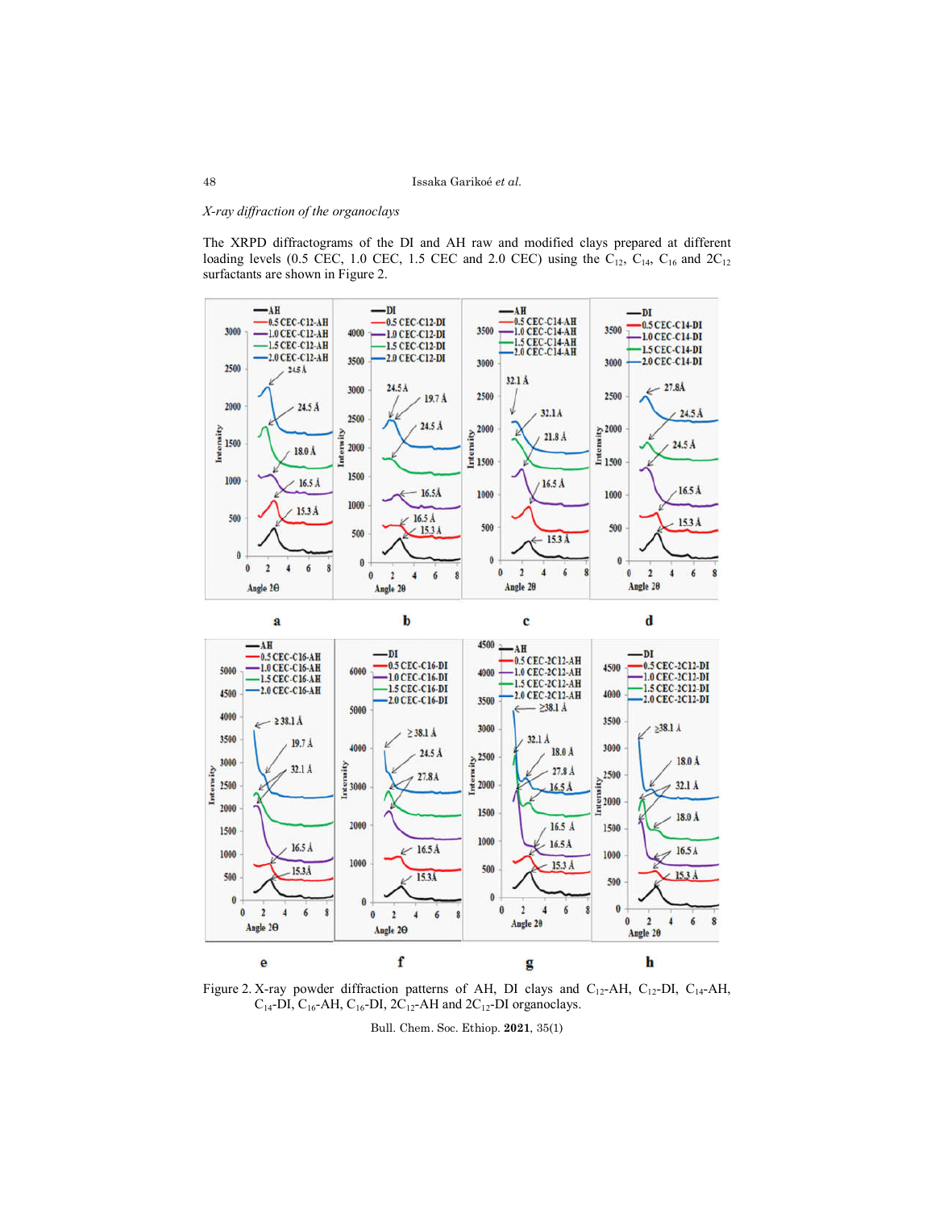*X-ray diffraction of the organoclays*

The XRPD diffractograms of the DI and AH raw and modified clays prepared at different loading levels (0.5 CEC, 1.0 CEC, 1.5 CEC and 2.0 CEC) using the $C_{12}$, $C_{14}$, $C_{16}$ and $2C_{12}$ surfactants are shown in Figure 2.

Figure 2. X-ray powder diffraction patterns of AH, DI clays and $C_{12}$-AH, $C_{12}$-DI, $C_{14}$-AH, $C_{14}$-DI, $C_{16}$-AH, $C_{16}$-DI, $2C_{12}$-AH and $2C_{12}$-DI organoclays.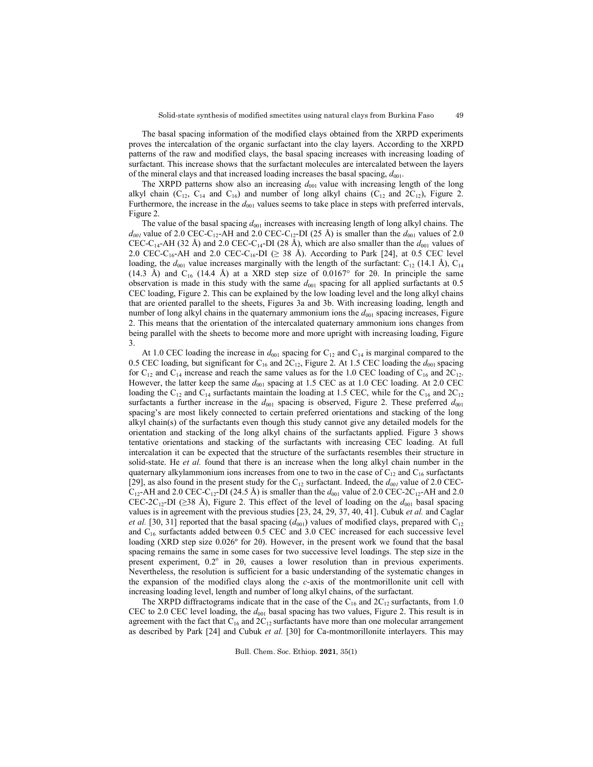The basal spacing information of the modified clays obtained from the XRPD experiments proves the intercalation of the organic surfactant into the clay layers. According to the XRPD patterns of the raw and modified clays, the basal spacing increases with increasing loading of surfactant. This increase shows that the surfactant molecules are intercalated between the layers of the mineral clays and that increased loading increases the basal spacing, $d_{001}$.

The XRPD patterns show also an increasing $d_{001}$ value with increasing length of the long alkyl chain ($C_{12}$, $C_{14}$ and $C_{16}$) and number of long alkyl chains ($C_{12}$ and $2C_{12}$), Figure 2. Furthermore, the increase in the $d_{001}$ values seems to take place in steps with preferred intervals, Figure 2.

The value of the basal spacing $d_{001}$ increases with increasing length of long alkyl chains. The $d_{001}$ value of 2.0 CEC-$C_{12}$-AH and 2.0 CEC-$C_{12}$-DI (25 Å) is smaller than the $d_{001}$ values of 2.0 CEC-$C_{14}$-AH (32 Å) and 2.0 CEC-$C_{14}$-DI (28 Å), which are also smaller than the $d_{001}$ values of 2.0 CEC-$C_{16}$-AH and 2.0 CEC-$C_{16}$-DI (≥ 38 Å). According to Park [24], at 0.5 CEC level loading, the $d_{001}$ value increases marginally with the length of the surfactant: $C_{12}$ (14.1 Å), $C_{14}$ (14.3 Å) and $C_{16}$ (14.4 Å) at a XRD step size of 0.0167° for 2θ. In principle the same observation is made in this study with the same $d_{001}$ spacing for all applied surfactants at 0.5 CEC loading, Figure 2. This can be explained by the low loading level and the long alkyl chains that are oriented parallel to the sheets, Figures 3a and 3b. With increasing loading, length and number of long alkyl chains in the quaternary ammonium ions the $d_{001}$ spacing increases, Figure 2. This means that the orientation of the intercalated quaternary ammonium ions changes from being parallel with the sheets to become more and more upright with increasing loading, Figure 3.

At 1.0 CEC loading the increase in $d_{001}$ spacing for $C_{12}$ and $C_{14}$ is marginal compared to the 0.5 CEC loading, but significant for $C_{16}$ and $2C_{12}$, Figure 2. At 1.5 CEC loading the $d_{001}$ spacing for $C_{12}$ and $C_{14}$ increase and reach the same values as for the 1.0 CEC loading of $C_{16}$ and $2C_{12}$. However, the latter keep the same $d_{001}$ spacing at 1.5 CEC as at 1.0 CEC loading. At 2.0 CEC loading the $C_{12}$ and $C_{14}$ surfactants maintain the loading at 1.5 CEC, while for the $C_{16}$ and $2C_{12}$ surfactants a further increase in the $d_{001}$ spacing is observed, Figure 2. These preferred $d_{001}$ spacing's are most likely connected to certain preferred orientations and stacking of the long alkyl chain(s) of the surfactants even though this study cannot give any detailed models for the orientation and stacking of the long alkyl chains of the surfactants applied. Figure 3 shows tentative orientations and stacking of the surfactants with increasing CEC loading. At full intercalation it can be expected that the structure of the surfactants resembles their structure in solid-state. He *et al.* found that there is an increase when the long alkyl chain number in the quaternary alkylammonium ions increases from one to two in the case of $C_{12}$ and $C_{16}$ surfactants [29], as also found in the present study for the $C_{12}$ surfactant. Indeed, the $d_{001}$ value of 2.0 CEC-$C_{12}$-AH and 2.0 CEC-$C_{12}$-DI (24.5 Å) is smaller than the $d_{001}$ value of 2.0 CEC-$2C_{12}$-AH and 2.0 CEC-$2C_{12}$-DI (≥38 Å), Figure 2. This effect of the level of loading on the $d_{001}$ basal spacing values is in agreement with the previous studies [23, 24, 29, 37, 40, 41]. Cubuk *et al.* and Caglar *et al.* [30, 31] reported that the basal spacing ($d_{001}$) values of modified clays, prepared with $C_{12}$ and $C_{16}$ surfactants added between 0.5 CEC and 3.0 CEC increased for each successive level loading (XRD step size 0.026º for 2θ). However, in the present work we found that the basal spacing remains the same in some cases for two successive level loadings. The step size in the present experiment, 0.2° in 2θ, causes a lower resolution than in previous experiments. Nevertheless, the resolution is sufficient for a basic understanding of the systematic changes in the expansion of the modified clays along the *c*-axis of the montmorillonite unit cell with increasing loading level, length and number of long alkyl chains, of the surfactant.

The XRPD diffractograms indicate that in the case of the $C_{16}$ and $2C_{12}$ surfactants, from 1.0 CEC to 2.0 CEC level loading, the $d_{001}$ basal spacing has two values, Figure 2. This result is in agreement with the fact that $C_{16}$ and $2C_{12}$ surfactants have more than one molecular arrangement as described by Park [24] and Cubuk *et al.* [30] for Ca-montmorillonite interlayers. This may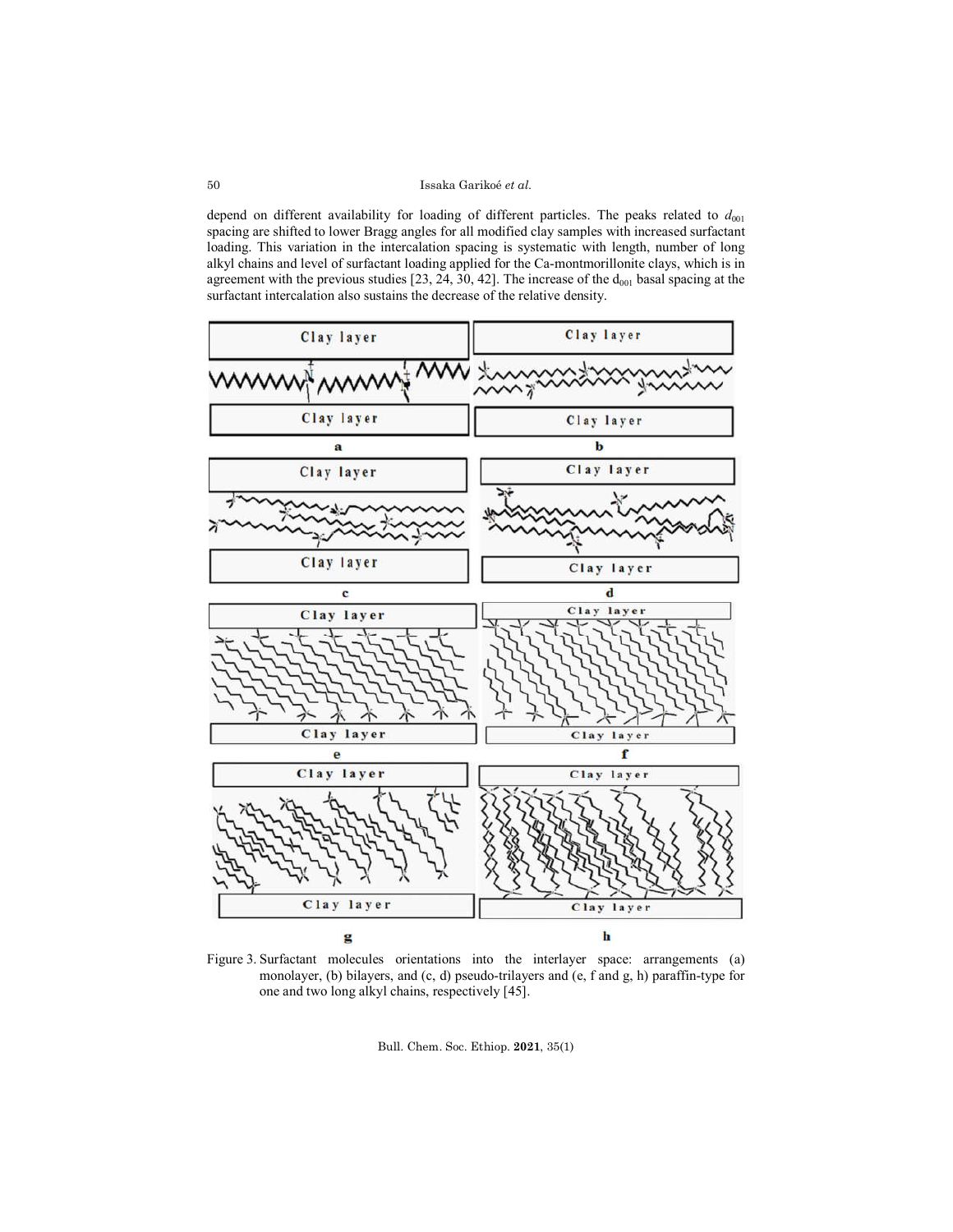depend on different availability for loading of different particles. The peaks related to $d_{001}$ spacing are shifted to lower Bragg angles for all modified clay samples with increased surfactant loading. This variation in the intercalation spacing is systematic with length, number of long alkyl chains and level of surfactant loading applied for the Ca-montmorillonite clays, which is in agreement with the previous studies [23, 24, 30, 42]. The increase of the $d_{001}$ basal spacing at the surfactant intercalation also sustains the decrease of the relative density.

Figure 3. Surfactant molecules orientations into the interlayer space: arrangements (a) monolayer, (b) bilayers, and (c, d) pseudo-trilayers and (e, f and g, h) paraffin-type for one and two long alkyl chains, respectively [45].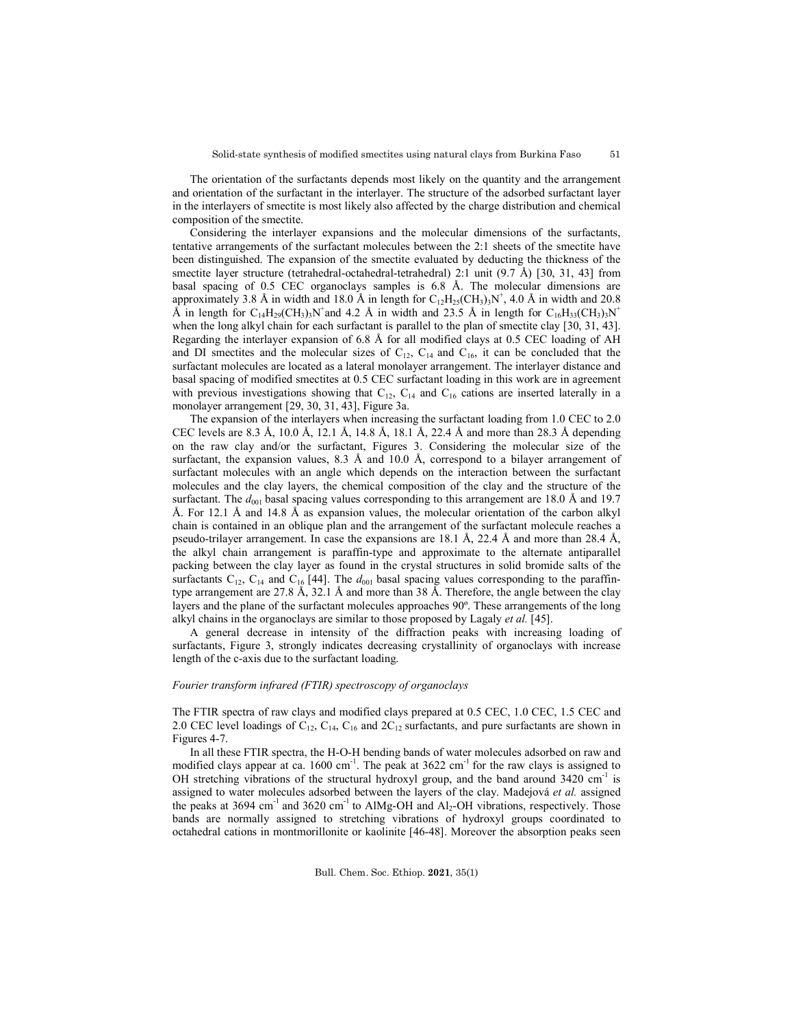The orientation of the surfactants depends most likely on the quantity and the arrangement and orientation of the surfactant in the interlayer. The structure of the adsorbed surfactant layer in the interlayers of smectite is most likely also affected by the charge distribution and chemical composition of the smectite.

Considering the interlayer expansions and the molecular dimensions of the surfactants, tentative arrangements of the surfactant molecules between the 2:1 sheets of the smectite have been distinguished. The expansion of the smectite evaluated by deducting the thickness of the smectite layer structure (tetrahedral-octahedral-tetrahedral) 2:1 unit (9.7 Å) [30, 31, 43] from basal spacing of 0.5 CEC organoclays samples is 6.8 Å. The molecular dimensions are approximately 3.8 Å in width and 18.0 Å in length for $C_{12}H_{25}(CH_3)_3N^+$, 4.0 Å in width and 20.8 Å in length for $C_{14}H_{29}(CH_3)_3N^+$ and 4.2 Å in width and 23.5 Å in length for $C_{16}H_{33}(CH_3)_3N^+$ when the long alkyl chain for each surfactant is parallel to the plan of smectite clay [30, 31, 43]. Regarding the interlayer expansion of 6.8 Å for all modified clays at 0.5 CEC loading of AH and DI smectites and the molecular sizes of $C_{12}$, $C_{14}$ and $C_{16}$, it can be concluded that the surfactant molecules are located as a lateral monolayer arrangement. The interlayer distance and basal spacing of modified smectites at 0.5 CEC surfactant loading in this work are in agreement with previous investigations showing that $C_{12}$, $C_{14}$ and $C_{16}$ cations are inserted laterally in a monolayer arrangement [29, 30, 31, 43], Figure 3a.

The expansion of the interlayers when increasing the surfactant loading from 1.0 CEC to 2.0 CEC levels are 8.3 Å, 10.0 Å, 12.1 Å, 14.8 Å, 18.1 Å, 22.4 Å and more than 28.3 Å depending on the raw clay and/or the surfactant, Figures 3. Considering the molecular size of the surfactant, the expansion values, 8.3 Å and 10.0 Å, correspond to a bilayer arrangement of surfactant molecules with an angle which depends on the interaction between the surfactant molecules and the clay layers, the chemical composition of the clay and the structure of the surfactant. The $d_{001}$ basal spacing values corresponding to this arrangement are 18.0 Å and 19.7 Å. For 12.1 Å and 14.8 Å as expansion values, the molecular orientation of the carbon alkyl chain is contained in an oblique plan and the arrangement of the surfactant molecule reaches a pseudo-trilayer arrangement. In case the expansions are 18.1 Å, 22.4 Å and more than 28.4 Å, the alkyl chain arrangement is paraffin-type and approximate to the alternate antiparallel packing between the clay layer as found in the crystal structures in solid bromide salts of the surfactants $C_{12}$, $C_{14}$ and $C_{16}$ [44]. The $d_{001}$ basal spacing values corresponding to the paraffin-type arrangement are 27.8 Å, 32.1 Å and more than 38 Å. Therefore, the angle between the clay layers and the plane of the surfactant molecules approaches 90º. These arrangements of the long alkyl chains in the organoclays are similar to those proposed by Lagaly *et al.* [45].

A general decrease in intensity of the diffraction peaks with increasing loading of surfactants, Figure 3, strongly indicates decreasing crystallinity of organoclays with increase length of the c-axis due to the surfactant loading.

*Fourier transform infrared (FTIR) spectroscopy of organoclays*

The FTIR spectra of raw clays and modified clays prepared at 0.5 CEC, 1.0 CEC, 1.5 CEC and 2.0 CEC level loadings of $C_{12}$, $C_{14}$, $C_{16}$ and $2C_{12}$ surfactants, and pure surfactants are shown in Figures 4-7.

In all these FTIR spectra, the H-O-H bending bands of water molecules adsorbed on raw and modified clays appear at ca. 1600 $cm^{-1}$. The peak at 3622 $cm^{-1}$ for the raw clays is assigned to OH stretching vibrations of the structural hydroxyl group, and the band around 3420 $cm^{-1}$ is assigned to water molecules adsorbed between the layers of the clay. Madejová *et al.* assigned the peaks at 3694 $cm^{-1}$ and 3620 $cm^{-1}$ to AlMg-OH and $Al_2$-OH vibrations, respectively. Those bands are normally assigned to stretching vibrations of hydroxyl groups coordinated to octahedral cations in montmorillonite or kaolinite [46-48]. Moreover the absorption peaks seen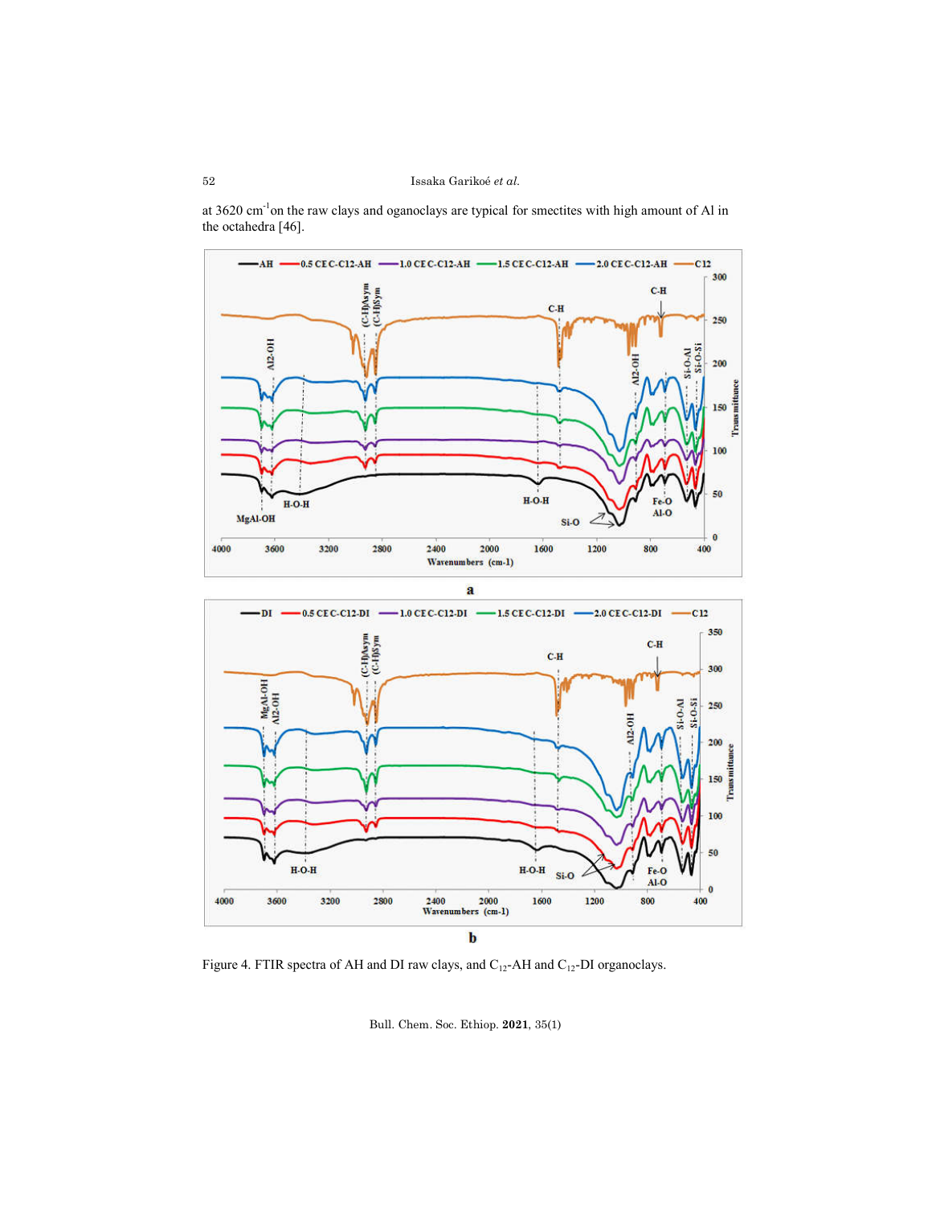at 3620 $cm^{-1}$on the raw clays and oganoclays are typical for smectites with high amount of Al in the octahedra [46].

a

b

Figure 4. FTIR spectra of AH and DI raw clays, and $C_{12}$-AH and $C_{12}$-DI organoclays.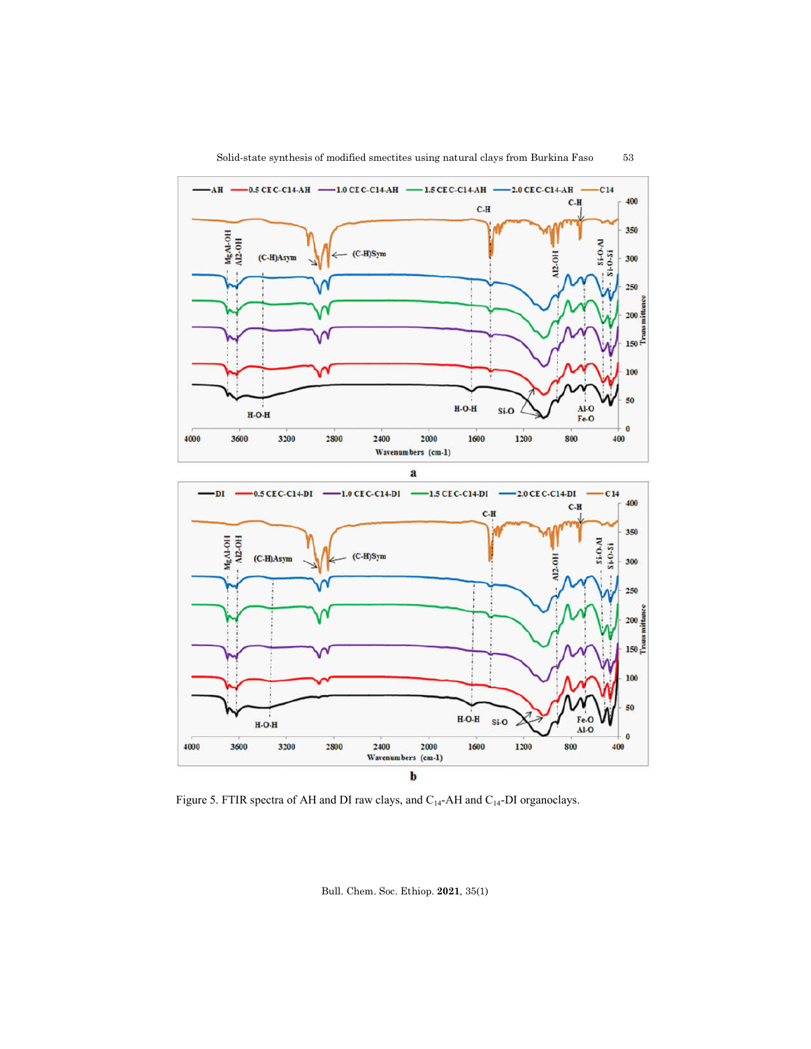Figure 5. FTIR spectra of AH and DI raw clays, and $C_{14}$-AH and $C_{14}$-DI organoclays.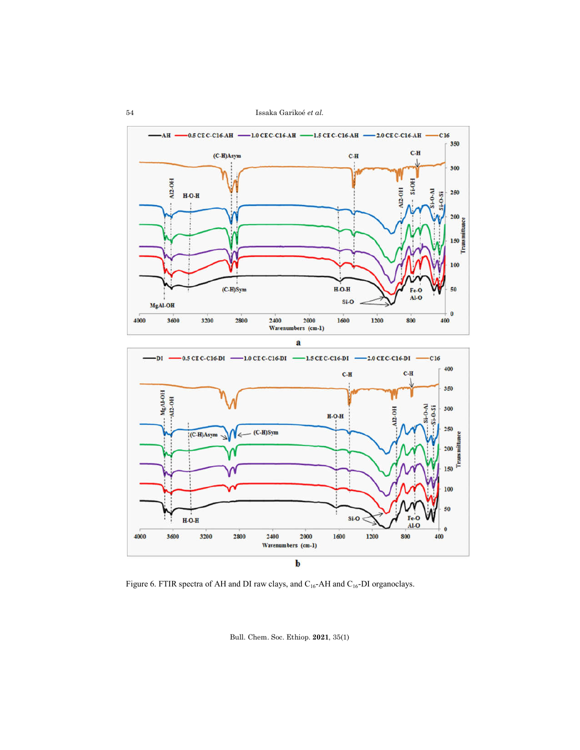a

b

Figure 6. FTIR spectra of AH and DI raw clays, and $C_{16}$-AH and $C_{16}$-DI organoclays.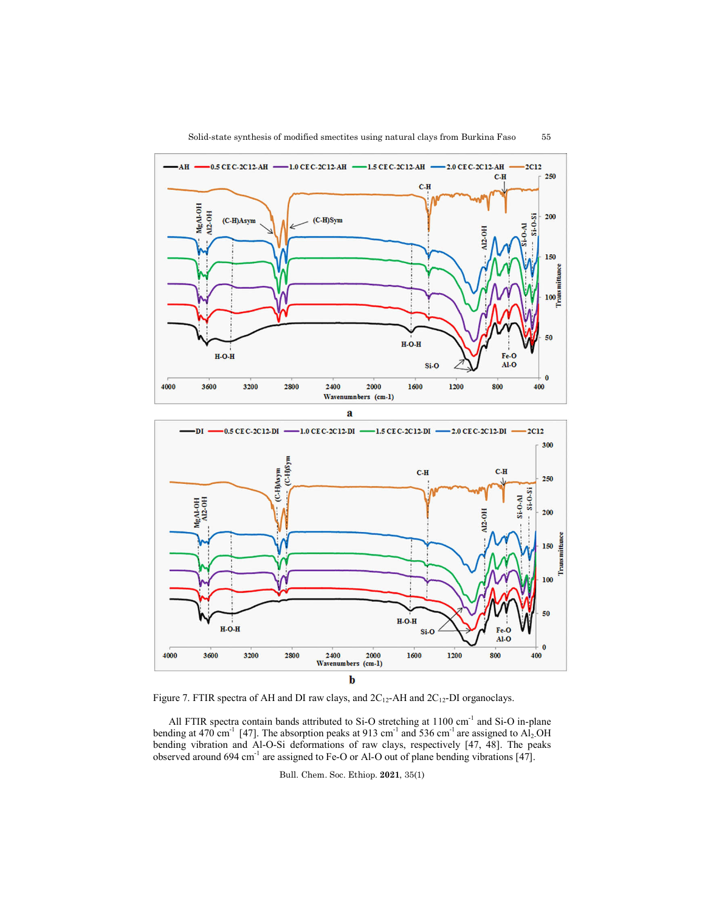Figure 7. FTIR spectra of AH and DI raw clays, and $2C_{12}$-AH and $2C_{12}$-DI organoclays.

All FTIR spectra contain bands attributed to Si-O stretching at 1100 $cm^{-1}$ and Si-O in-plane bending at 470 $cm^{-1}$ [47]. The absorption peaks at 913 $cm^{-1}$ and 536 $cm^{-1}$ are assigned to $Al_2OH$ bending vibration and Al-O-Si deformations of raw clays, respectively [47, 48]. The peaks observed around 694 $cm^{-1}$ are assigned to Fe-O or Al-O out of plane bending vibrations [47].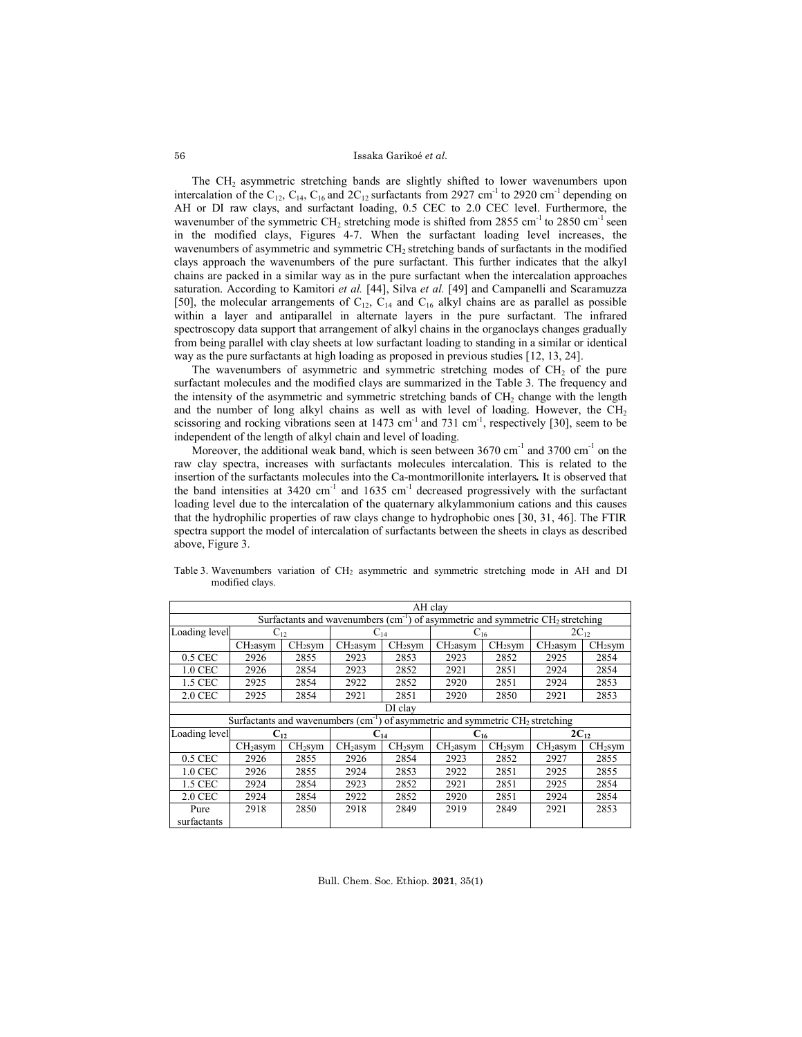The $CH_2$ asymmetric stretching bands are slightly shifted to lower wavenumbers upon intercalation of the $C_{12}$, $C_{14}$, $C_{16}$ and $2C_{12}$ surfactants from 2927 $cm^{-1}$ to 2920 $cm^{-1}$ depending on AH or DI raw clays, and surfactant loading, 0.5 CEC to 2.0 CEC level. Furthermore, the wavenumber of the symmetric $CH_2$ stretching mode is shifted from 2855 $cm^{-1}$ to 2850 $cm^{-1}$ seen in the modified clays, Figures 4-7. When the surfactant loading level increases, the wavenumbers of asymmetric and symmetric $CH_2$ stretching bands of surfactants in the modified clays approach the wavenumbers of the pure surfactant. This further indicates that the alkyl chains are packed in a similar way as in the pure surfactant when the intercalation approaches saturation. According to Kamitori *et al.* [44], Silva *et al.* [49] and Campanelli and Scaramuzza [50], the molecular arrangements of $C_{12}$, $C_{14}$ and $C_{16}$ alkyl chains are as parallel as possible within a layer and antiparallel in alternate layers in the pure surfactant. The infrared spectroscopy data support that arrangement of alkyl chains in the organoclays changes gradually from being parallel with clay sheets at low surfactant loading to standing in a similar or identical way as the pure surfactants at high loading as proposed in previous studies [12, 13, 24].

The wavenumbers of asymmetric and symmetric stretching modes of $CH_2$ of the pure surfactant molecules and the modified clays are summarized in the Table 3. The frequency and the intensity of the asymmetric and symmetric stretching bands of $CH_2$ change with the length and the number of long alkyl chains as well as with level of loading. However, the $CH_2$ scissoring and rocking vibrations seen at 1473 $cm^{-1}$ and 731 $cm^{-1}$, respectively [30], seem to be independent of the length of alkyl chain and level of loading.

Moreover, the additional weak band, which is seen between 3670 $cm^{-1}$ and 3700 $cm^{-1}$ on the raw clay spectra, increases with surfactants molecules intercalation. This is related to the insertion of the surfactants molecules into the Ca-montmorillonite interlayers**.** It is observed that the band intensities at 3420 $cm^{-1}$ and 1635 $cm^{-1}$ decreased progressively with the surfactant loading level due to the intercalation of the quaternary alkylammonium cations and this causes that the hydrophilic properties of raw clays change to hydrophobic ones [30, 31, 46]. The FTIR spectra support the model of intercalation of surfactants between the sheets in clays as described above, Figure 3.

Table 3. Wavenumbers variation of $CH_2$ asymmetric and symmetric stretching mode in AH and DI modified clays.

| AH clay | | | | | | | | |
|---|---|---|---|---|---|---|---|---|
| Surfactants and wavenumbers ($cm^{-1}$) of asymmetric and symmetric $CH_2$ stretching | | | | | | | | |
| Loading level | $C_{12}$ | | $C_{14}$ | | $C_{16}$ | | $2C_{12}$ | |
| | $CH_2$asym | $CH_2$sym | $CH_2$asym | $CH_2$sym | $CH_2$asym | $CH_2$sym | $CH_2$asym | $CH_2$sym |
| 0.5 CEC | 2926 | 2855 | 2923 | 2853 | 2923 | 2852 | 2925 | 2854 |
| 1.0 CEC | 2926 | 2854 | 2923 | 2852 | 2921 | 2851 | 2924 | 2854 |
| 1.5 CEC | 2925 | 2854 | 2922 | 2852 | 2920 | 2851 | 2924 | 2853 |
| 2.0 CEC | 2925 | 2854 | 2921 | 2851 | 2920 | 2850 | 2921 | 2853 |
| DI clay | | | | | | | | |
| Surfactants and wavenumbers ($cm^{-1}$) of asymmetric and symmetric $CH_2$ stretching | | | | | | | | |
| Loading level | $C_{12}$ | | $C_{14}$ | | $C_{16}$ | | $2C_{12}$ | |
| | $CH_2$asym | $CH_2$sym | $CH_2$asym | $CH_2$sym | $CH_2$asym | $CH_2$sym | $CH_2$asym | $CH_2$sym |
| 0.5 CEC | 2926 | 2855 | 2926 | 2854 | 2923 | 2852 | 2927 | 2855 |
| 1.0 CEC | 2926 | 2855 | 2924 | 2853 | 2922 | 2851 | 2925 | 2855 |
| 1.5 CEC | 2924 | 2854 | 2923 | 2852 | 2921 | 2851 | 2925 | 2854 |
| 2.0 CEC | 2924 | 2854 | 2922 | 2852 | 2920 | 2851 | 2924 | 2854 |
| Pure surfactants | 2918 | 2850 | 2918 | 2849 | 2919 | 2849 | 2921 | 2853 |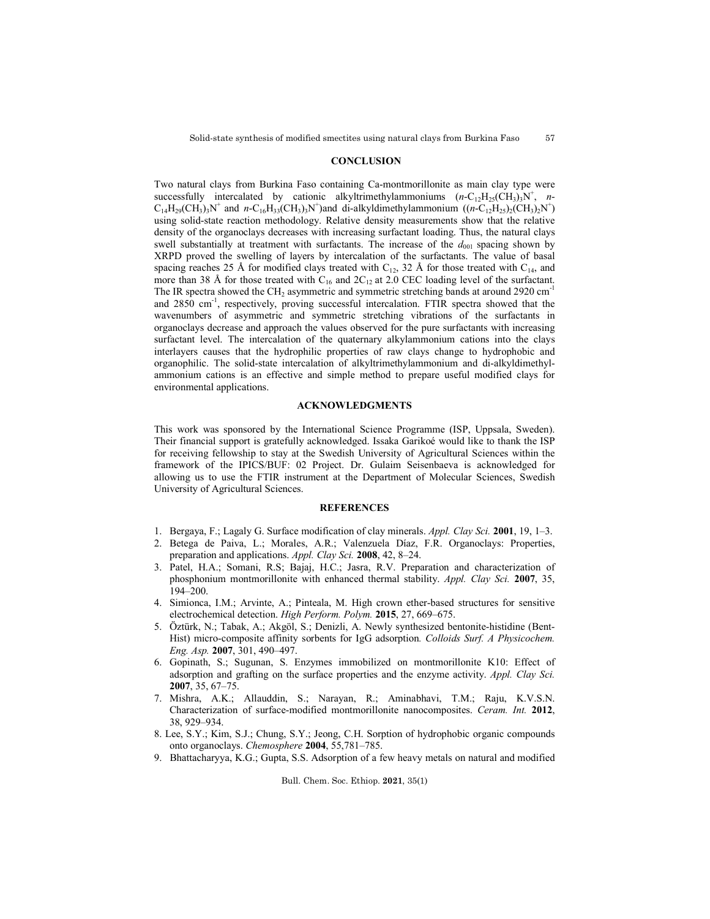## CONCLUSION

Two natural clays from Burkina Faso containing Ca-montmorillonite as main clay type were successfully intercalated by cationic alkyltrimethylammoniums ($n$-$C_{12}H_{25}(CH_3)_3N^+$, $n$-$C_{14}H_{29}(CH_3)_3N^+$ and $n$-$C_{16}H_{33}(CH_3)_3N^+$)and di-alkyldimethylammonium (($n$-$C_{12}H_{25})_2(CH_3)_2N^+$) using solid-state reaction methodology. Relative density measurements show that the relative density of the organoclays decreases with increasing surfactant loading. Thus, the natural clays swell substantially at treatment with surfactants. The increase of the $d_{001}$ spacing shown by XRPD proved the swelling of layers by intercalation of the surfactants. The value of basal spacing reaches 25 Å for modified clays treated with $C_{12}$, 32 Å for those treated with $C_{14}$, and more than 38 Å for those treated with $C_{16}$ and $2C_{12}$ at 2.0 CEC loading level of the surfactant. The IR spectra showed the $CH_2$ asymmetric and symmetric stretching bands at around 2920 $cm^{-1}$ and 2850 $cm^{-1}$, respectively, proving successful intercalation. FTIR spectra showed that the wavenumbers of asymmetric and symmetric stretching vibrations of the surfactants in organoclays decrease and approach the values observed for the pure surfactants with increasing surfactant level. The intercalation of the quaternary alkylammonium cations into the clays interlayers causes that the hydrophilic properties of raw clays change to hydrophobic and organophilic. The solid-state intercalation of alkyltrimethylammonium and di-alkyldimethyl-ammonium cations is an effective and simple method to prepare useful modified clays for environmental applications.

## ACKNOWLEDGMENTS

This work was sponsored by the International Science Programme (ISP, Uppsala, Sweden). Their financial support is gratefully acknowledged. Issaka Garikoé would like to thank the ISP for receiving fellowship to stay at the Swedish University of Agricultural Sciences within the framework of the IPICS/BUF: 02 Project. Dr. Gulaim Seisenbaeva is acknowledged for allowing us to use the FTIR instrument at the Department of Molecular Sciences, Swedish University of Agricultural Sciences.

## REFERENCES

1. Bergaya, F.; Lagaly G. Surface modification of clay minerals. *Appl. Clay Sci.* **2001**, 19, 1–3.
2. Betega de Paiva, L.; Morales, A.R.; Valenzuela Díaz, F.R. Organoclays: Properties, preparation and applications. *Appl. Clay Sci.* **2008**, 42, 8–24.
3. Patel, H.A.; Somani, R.S; Bajaj, H.C.; Jasra, R.V. Preparation and characterization of phosphonium montmorillonite with enhanced thermal stability. *Appl. Clay Sci.* **2007**, 35, 194–200.
4. Simionca, I.M.; Arvinte, A.; Pinteala, M. High crown ether-based structures for sensitive electrochemical detection. *High Perform. Polym.* **2015**, 27, 669–675.
5. Öztürk, N.; Tabak, A.; Akgöl, S.; Denizli, A. Newly synthesized bentonite-histidine (Bent-Hist) micro-composite affinity sorbents for IgG adsorption. *Colloids Surf. A Physicochem. Eng. Asp.* **2007**, 301, 490–497.
6. Gopinath, S.; Sugunan, S. Enzymes immobilized on montmorillonite K10: Effect of adsorption and grafting on the surface properties and the enzyme activity. *Appl. Clay Sci.* **2007**, 35, 67–75.
7. Mishra, A.K.; Allauddin, S.; Narayan, R.; Aminabhavi, T.M.; Raju, K.V.S.N. Characterization of surface-modified montmorillonite nanocomposites. *Ceram. Int.* **2012**, 38, 929–934.
8. Lee, S.Y.; Kim, S.J.; Chung, S.Y.; Jeong, C.H. Sorption of hydrophobic organic compounds onto organoclays. *Chemosphere* **2004**, 55,781–785.
9. Bhattacharyya, K.G.; Gupta, S.S. Adsorption of a few heavy metals on natural and modified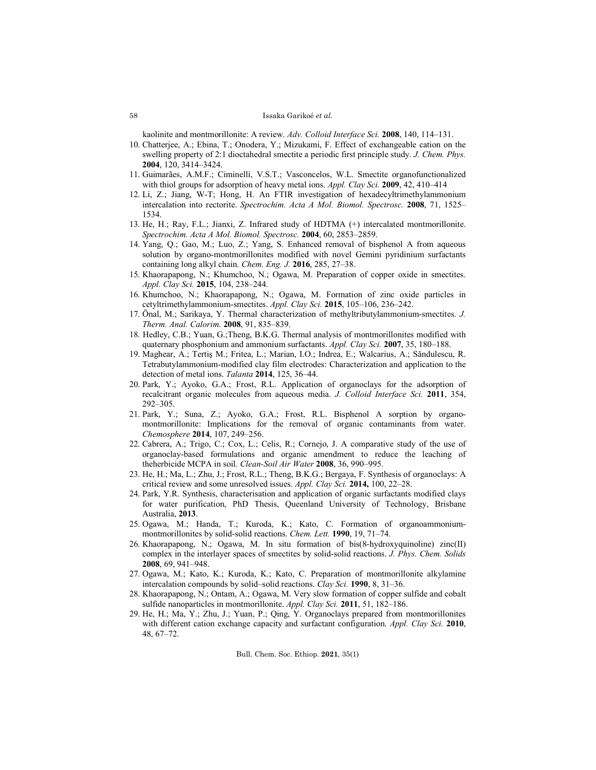kaolinite and montmorillonite: A review. *Adv. Colloid Interface Sci.* **2008**, 140, 114–131.

10. Chatterjee, A.; Ebina, T.; Onodera, Y.; Mizukami, F. Effect of exchangeable cation on the swelling property of 2:1 dioctahedral smectite a periodic first principle study. *J. Chem. Phys.* **2004**, 120, 3414–3424.
11. Guimarães, A.M.F.; Ciminelli, V.S.T.; Vasconcelos, W.L. Smectite organofunctionalized with thiol groups for adsorption of heavy metal ions. *Appl. Clay Sci.* **2009**, 42, 410–414
12. Li, Z.; Jiang, W-T; Hong, H. An FTIR investigation of hexadecyltrimethylammonium intercalation into rectorite. *Spectrochim. Acta A Mol. Biomol. Spectrosc.* **2008**, 71, 1525–1534.
13. He, H.; Ray, F.L.; Jianxi, Z. Infrared study of HDTMA (+) intercalated montmorillonite. *Spectrochim. Acta A Mol. Biomol. Spectrosc.* **2004**, 60, 2853–2859.
14. Yang, Q.; Gao, M.; Luo, Z.; Yang, S. Enhanced removal of bisphenol A from aqueous solution by organo-montmorillonites modified with novel Gemini pyridinium surfactants containing long alkyl chain. *Chem. Eng. J.* **2016**, 285, 27–38.
15. Khaorapapong, N.; Khumchoo, N.; Ogawa, M. Preparation of copper oxide in smectites. *Appl. Clay Sci.* **2015**, 104, 238–244.
16. Khumchoo, N.; Khaorapapong, N.; Ogawa, M. Formation of zinc oxide particles in cetyltrimethylammonium-smectites. *Appl. Clay Sci.* **2015**, 105–106, 236–242.
17. Önal, M.; Sarikaya, Y. Thermal characterization of methyltributylammonium-smectites. *J. Therm. Anal. Calorim.* **2008**, 91, 835–839.
18. Hedley, C.B.; Yuan, G.;Theng, B.K.G. Thermal analysis of montmorillonites modified with quaternary phosphonium and ammonium surfactants. *Appl. Clay Sci.* **2007**, 35, 180–188.
19. Maghear, A.; Tertiş M.; Fritea, L.; Marian, I.O.; Indrea, E.; Walcarius, A.; Săndulescu, R. Tetrabutylammonium-modified clay film electrodes: Characterization and application to the detection of metal ions. *Talanta* **2014**, 125, 36–44.
20. Park, Y.; Ayoko, G.A.; Frost, R.L. Application of organoclays for the adsorption of recalcitrant organic molecules from aqueous media. *J. Colloid Interface Sci.* **2011**, 354, 292–305.
21. Park, Y.; Suna, Z.; Ayoko, G.A.; Frost, R.L. Bisphenol A sorption by organo-montmorillonite: Implications for the removal of organic contaminants from water. *Chemosphere* **2014**, 107, 249–256.
22. Cabrera, A.; Trigo, C.; Cox, L.; Celis, R.; Cornejo, J. A comparative study of the use of organoclay-based formulations and organic amendment to reduce the leaching of theherbicide MCPA in soil. *Clean-Soil Air Water* **2008**, 36, 990–995.
23. He, H.; Ma, L.; Zhu, J.; Frost, R.L.; Theng, B.K.G.; Bergaya, F. Synthesis of organoclays: A critical review and some unresolved issues. *Appl. Clay Sci.* **2014,** 100, 22–28.
24. Park, Y.R. Synthesis, characterisation and application of organic surfactants modified clays for water purification, PhD Thesis, Queenland University of Technology, Brisbane Australia, **2013**.
25. Ogawa, M.; Handa, T.; Kuroda, K.; Kato, C. Formation of organoammonium-montmorillonites by solid-solid reactions. *Chem. Lett.* **1990**, 19, 71–74.
26. Khaorapapong, N.; Ogawa, M. In situ formation of bis(8-hydroxyquinoline) zinc(II) complex in the interlayer spaces of smectites by solid-solid reactions. *J. Phys. Chem. Solids* **2008**, 69, 941–948.
27. Ogawa, M.; Kato, K.; Kuroda, K.; Kato, C. Preparation of montmorillonite alkylamine intercalation compounds by solid–solid reactions. *Clay Sci.* **1990**, 8, 31–36.
28. Khaorapapong, N.; Ontam, A.; Ogawa, M. Very slow formation of copper sulfide and cobalt sulfide nanoparticles in montmorillonite. *Appl. Clay Sci.* **2011**, 51, 182–186.
29. He, H.; Ma, Y.; Zhu, J.; Yuan, P.; Qing, Y. Organoclays prepared from montmorillonites with different cation exchange capacity and surfactant configuration. *Appl. Clay Sci.* **2010**, 48, 67–72.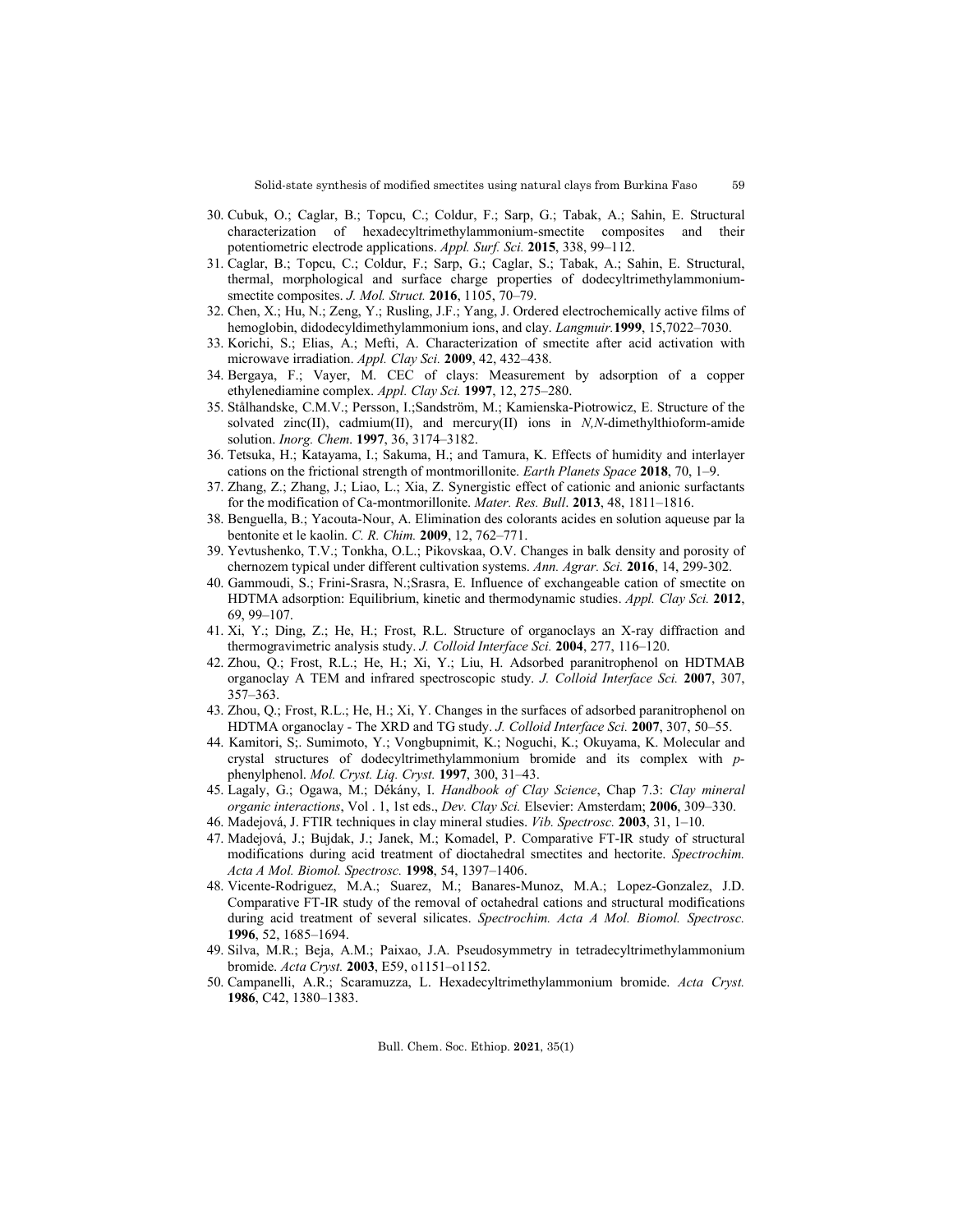30. Cubuk, O.; Caglar, B.; Topcu, C.; Coldur, F.; Sarp, G.; Tabak, A.; Sahin, E. Structural characterization of hexadecyltrimethylammonium-smectite composites and their potentiometric electrode applications. *Appl. Surf. Sci.* **2015**, 338, 99–112.
31. Caglar, B.; Topcu, C.; Coldur, F.; Sarp, G.; Caglar, S.; Tabak, A.; Sahin, E. Structural, thermal, morphological and surface charge properties of dodecyltrimethylammonium-smectite composites. *J. Mol. Struct.* **2016**, 1105, 70–79.
32. Chen, X.; Hu, N.; Zeng, Y.; Rusling, J.F.; Yang, J. Ordered electrochemically active films of hemoglobin, didodecyldimethylammonium ions, and clay. *Langmuir.* **1999**, 15,7022–7030.
33. Korichi, S.; Elias, A.; Mefti, A. Characterization of smectite after acid activation with microwave irradiation. *Appl. Clay Sci.* **2009**, 42, 432–438.
34. Bergaya, F.; Vayer, M. CEC of clays: Measurement by adsorption of a copper ethylenediamine complex. *Appl. Clay Sci.* **1997**, 12, 275–280.
35. Stålhandske, C.M.V.; Persson, I.;Sandström, M.; Kamienska-Piotrowicz, E. Structure of the solvated zinc(II), cadmium(II), and mercury(II) ions in *N,N*-dimethylthioform-amide solution. *Inorg. Chem*. **1997**, 36, 3174–3182.
36. Tetsuka, H.; Katayama, I.; Sakuma, H.; and Tamura, K. Effects of humidity and interlayer cations on the frictional strength of montmorillonite. *Earth Planets Space* **2018**, 70, 1–9.
37. Zhang, Z.; Zhang, J.; Liao, L.; Xia, Z. Synergistic effect of cationic and anionic surfactants for the modification of Ca-montmorillonite. *Mater. Res. Bull*. **2013**, 48, 1811–1816.
38. Benguella, B.; Yacouta-Nour, A. Elimination des colorants acides en solution aqueuse par la bentonite et le kaolin. *C. R. Chim.* **2009**, 12, 762–771.
39. Yevtushenko, T.V.; Tonkha, O.L.; Pikovskaa, O.V. Changes in balk density and porosity of chernozem typical under different cultivation systems. *Ann. Agrar. Sci.* **2016**, 14, 299-302.
40. Gammoudi, S.; Frini-Srasra, N.;Srasra, E. Influence of exchangeable cation of smectite on HDTMA adsorption: Equilibrium, kinetic and thermodynamic studies. *Appl. Clay Sci.* **2012**, 69, 99–107.
41. Xi, Y.; Ding, Z.; He, H.; Frost, R.L. Structure of organoclays an X-ray diffraction and thermogravimetric analysis study. *J. Colloid Interface Sci.* **2004**, 277, 116–120.
42. Zhou, Q.; Frost, R.L.; He, H.; Xi, Y.; Liu, H. Adsorbed paranitrophenol on HDTMAB organoclay A TEM and infrared spectroscopic study. *J. Colloid Interface Sci.* **2007**, 307, 357–363.
43. Zhou, Q.; Frost, R.L.; He, H.; Xi, Y. Changes in the surfaces of adsorbed paranitrophenol on HDTMA organoclay - The XRD and TG study. *J. Colloid Interface Sci.* **2007**, 307, 50–55.
44. Kamitori, S;. Sumimoto, Y.; Vongbupnimit, K.; Noguchi, K.; Okuyama, K. Molecular and crystal structures of dodecyltrimethylammonium bromide and its complex with *p*-phenylphenol. *Mol. Cryst. Liq. Cryst.* **1997**, 300, 31–43.
45. Lagaly, G.; Ogawa, M.; Dékány, I. *Handbook of Clay Science*, Chap 7.3: *Clay mineral organic interactions*, Vol . 1, 1st eds., *Dev. Clay Sci.* Elsevier: Amsterdam; **2006**, 309–330.
46. Madejová, J. FTIR techniques in clay mineral studies. *Vib. Spectrosc.* **2003**, 31, 1–10.
47. Madejová, J.; Bujdak, J.; Janek, M.; Komadel, P. Comparative FT-IR study of structural modifications during acid treatment of dioctahedral smectites and hectorite. *Spectrochim. Acta A Mol. Biomol. Spectrosc.* **1998**, 54, 1397–1406.
48. Vicente-Rodriguez, M.A.; Suarez, M.; Banares-Munoz, M.A.; Lopez-Gonzalez, J.D. Comparative FT-IR study of the removal of octahedral cations and structural modifications during acid treatment of several silicates. *Spectrochim. Acta A Mol. Biomol. Spectrosc.* **1996**, 52, 1685–1694.
49. Silva, M.R.; Beja, A.M.; Paixao, J.A. Pseudosymmetry in tetradecyltrimethylammonium bromide. *Acta Cryst.* **2003**, E59, o1151–o1152.
50. Campanelli, A.R.; Scaramuzza, L. Hexadecyltrimethylammonium bromide. *Acta Cryst.* **1986**, C42, 1380–1383.